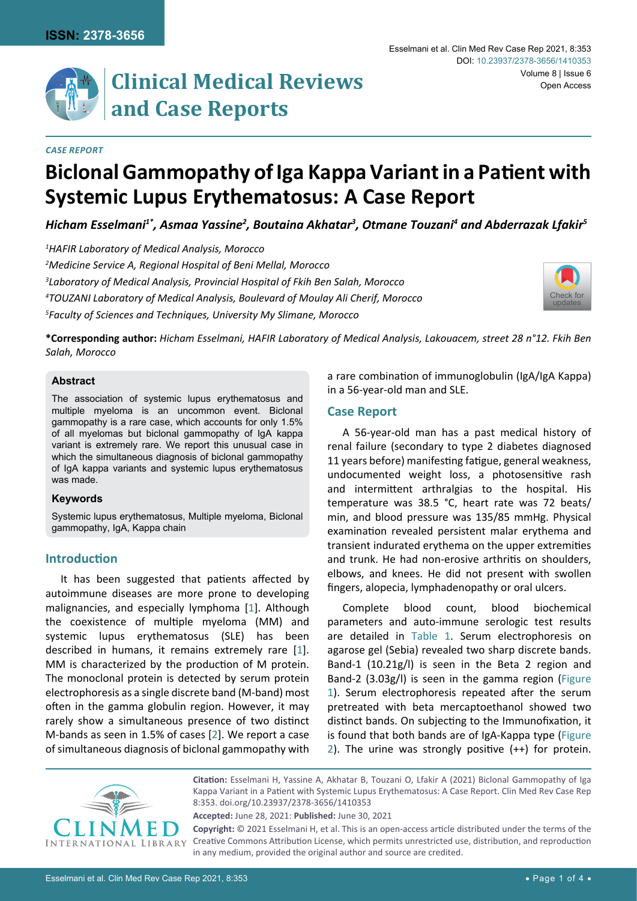*CASE REPORT*

# Biclonal Gammopathy of Iga Kappa Variant in a Patient with Systemic Lupus Erythematosus: A Case Report

***Hicham Esselmani[1*], Asmaa Yassine[2], Boutaina Akhatar[3], Otmane Touzani[4] and Abderrazak Lfakir[5]***

*[1]HAFIR Laboratory of Medical Analysis, Morocco*

*[2]Medicine Service A, Regional Hospital of Beni Mellal, Morocco*

*[3]Laboratory of Medical Analysis, Provincial Hospital of Fkih Ben Salah, Morocco*

*[4]TOUZANI Laboratory of Medical Analysis, Boulevard of Moulay Ali Cherif, Morocco*

*[5]Faculty of Sciences and Techniques, University My Slimane, Morocco*

**\*Corresponding author:** *Hicham Esselmani, HAFIR Laboratory of Medical Analysis, Lakouacem, street 28 n°12. Fkih Ben Salah, Morocco*

### Abstract

The association of systemic lupus erythematosus and multiple myeloma is an uncommon event. Biclonal gammopathy is a rare case, which accounts for only 1.5% of all myelomas but biclonal gammopathy of IgA kappa variant is extremely rare. We report this unusual case in which the simultaneous diagnosis of biclonal gammopathy of IgA kappa variants and systemic lupus erythematosus was made.

### Keywords

Systemic lupus erythematosus, Multiple myeloma, Biclonal gammopathy, IgA, Kappa chain

## Introduction

It has been suggested that patients affected by autoimmune diseases are more prone to developing malignancies, and especially lymphoma [1]. Although the coexistence of multiple myeloma (MM) and systemic lupus erythematosus (SLE) has been described in humans, it remains extremely rare [1]. MM is characterized by the production of M protein. The monoclonal protein is detected by serum protein electrophoresis as a single discrete band (M-band) most often in the gamma globulin region. However, it may rarely show a simultaneous presence of two distinct M-bands as seen in 1.5% of cases [2]. We report a case of simultaneous diagnosis of biclonal gammopathy with a rare combination of immunoglobulin (IgA/IgA Kappa) in a 56-year-old man and SLE.

## Case Report

A 56-year-old man has a past medical history of renal failure (secondary to type 2 diabetes diagnosed 11 years before) manifesting fatigue, general weakness, undocumented weight loss, a photosensitive rash and intermittent arthralgias to the hospital. His temperature was 38.5 °C, heart rate was 72 beats/min, and blood pressure was 135/85 mmHg. Physical examination revealed persistent malar erythema and transient indurated erythema on the upper extremities and trunk. He had non-erosive arthritis on shoulders, elbows, and knees. He did not present with swollen fingers, alopecia, lymphadenopathy or oral ulcers.

Complete blood count, blood biochemical parameters and auto-immune serologic test results are detailed in Table 1. Serum electrophoresis on agarose gel (Sebia) revealed two sharp discrete bands. Band-1 (10.21g/l) is seen in the Beta 2 region and Band-2 (3.03g/l) is seen in the gamma region (Figure 1). Serum electrophoresis repeated after the serum pretreated with beta mercaptoethanol showed two distinct bands. On subjecting to the Immunofixation, it is found that both bands are of IgA-Kappa type (Figure 2). The urine was strongly positive (++) for protein.

**Citation:** Esselmani H, Yassine A, Akhatar B, Touzani O, Lfakir A (2021) Biclonal Gammopathy of Iga Kappa Variant in a Patient with Systemic Lupus Erythematosus: A Case Report. Clin Med Rev Case Rep 8:353. doi.org/10.23937/2378-3656/1410353

**Accepted:** June 28, 2021: **Published:** June 30, 2021

**Copyright:** © 2021 Esselmani H, et al. This is an open-access article distributed under the terms of the Creative Commons Attribution License, which permits unrestricted use, distribution, and reproduction in any medium, provided the original author and source are credited.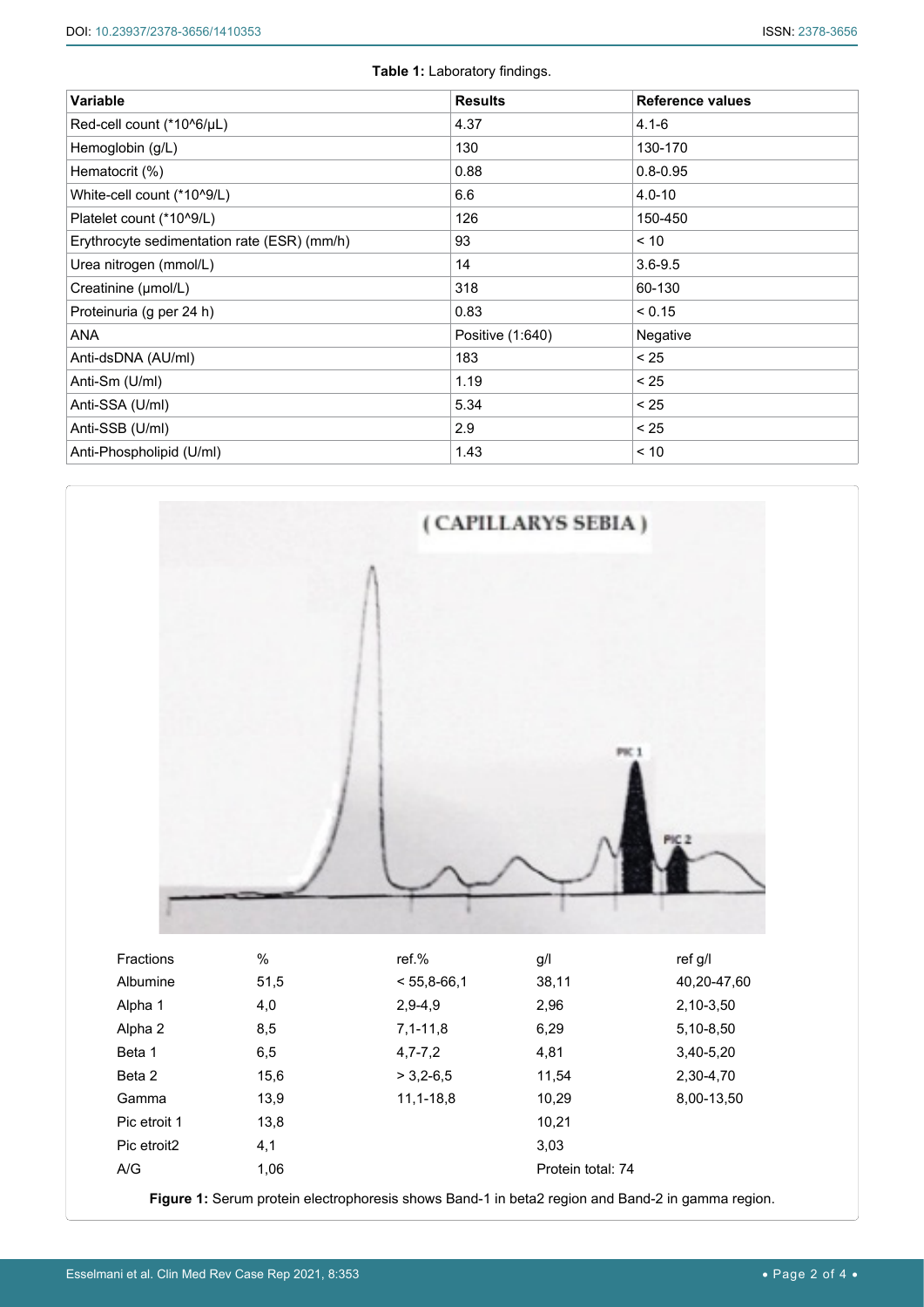**Table 1:** Laboratory findings.

| Variable | Results | Reference values |
|---|---|---|
| Red-cell count (*10^6/µL) | 4.37 | 4.1-6 |
| Hemoglobin (g/L) | 130 | 130-170 |
| Hematocrit (%) | 0.88 | 0.8-0.95 |
| White-cell count (*10^9/L) | 6.6 | 4.0-10 |
| Platelet count (*10^9/L) | 126 | 150-450 |
| Erythrocyte sedimentation rate (ESR) (mm/h) | 93 | < 10 |
| Urea nitrogen (mmol/L) | 14 | 3.6-9.5 |
| Creatinine (µmol/L) | 318 | 60-130 |
| Proteinuria (g per 24 h) | 0.83 | < 0.15 |
| ANA | Positive (1:640) | Negative |
| Anti-dsDNA (AU/ml) | 183 | < 25 |
| Anti-Sm (U/ml) | 1.19 | < 25 |
| Anti-SSA (U/ml) | 5.34 | < 25 |
| Anti-SSB (U/ml) | 2.9 | < 25 |
| Anti-Phospholipid (U/ml) | 1.43 | < 10 |

( CAPILLARYS SEBIA )

PIC 1

PIC 2

| Fractions | % | ref.% | g/l | ref g/l |
|---|---|---|---|---|
| Albumine | 51,5 | < 55,8-66,1 | 38,11 | 40,20-47,60 |
| Alpha 1 | 4,0 | 2,9-4,9 | 2,96 | 2,10-3,50 |
| Alpha 2 | 8,5 | 7,1-11,8 | 6,29 | 5,10-8,50 |
| Beta 1 | 6,5 | 4,7-7,2 | 4,81 | 3,40-5,20 |
| Beta 2 | 15,6 | > 3,2-6,5 | 11,54 | 2,30-4,70 |
| Gamma | 13,9 | 11,1-18,8 | 10,29 | 8,00-13,50 |
| Pic etroit 1 | 13,8 | | 10,21 | |
| Pic etroit2 | 4,1 | | 3,03 | |
| A/G | 1,06 | | Protein total: 74 | |

**Figure 1:** Serum protein electrophoresis shows Band-1 in beta2 region and Band-2 in gamma region.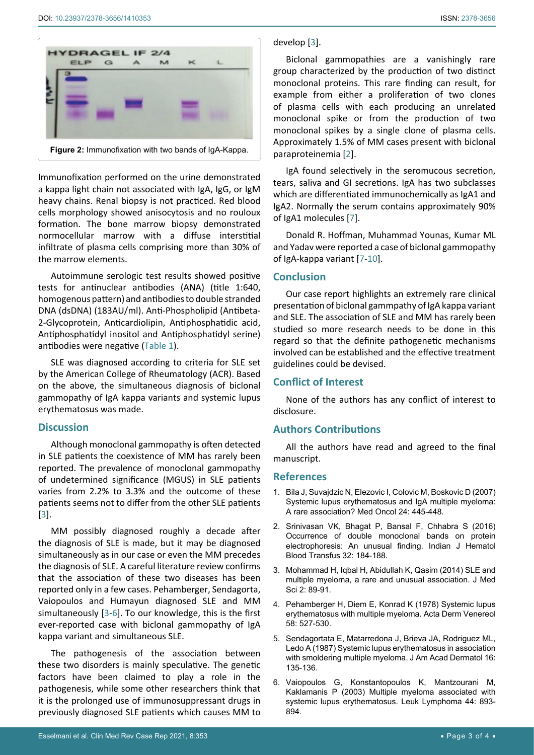Figure 2: Immunofixation with two bands of IgA-Kappa.

Immunofixation performed on the urine demonstrated a kappa light chain not associated with IgA, IgG, or IgM heavy chains. Renal biopsy is not practiced. Red blood cells morphology showed anisocytosis and no rouloux formation. The bone marrow biopsy demonstrated normocellular marrow with a diffuse interstitial infiltrate of plasma cells comprising more than 30% of the marrow elements.

Autoimmune serologic test results showed positive tests for antinuclear antibodies (ANA) (title 1:640, homogenous pattern) and antibodies to double stranded DNA (dsDNA) (183AU/ml). Anti-Phospholipid (Antibeta-2-Glycoprotein, Anticardiolipin, Antiphosphatidic acid, Antiphosphatidyl inositol and Antiphosphatidyl serine) antibodies were negative (Table 1).

SLE was diagnosed according to criteria for SLE set by the American College of Rheumatology (ACR). Based on the above, the simultaneous diagnosis of biclonal gammopathy of IgA kappa variants and systemic lupus erythematosus was made.

## Discussion

Although monoclonal gammopathy is often detected in SLE patients the coexistence of MM has rarely been reported. The prevalence of monoclonal gammopathy of undetermined significance (MGUS) in SLE patients varies from 2.2% to 3.3% and the outcome of these patients seems not to differ from the other SLE patients [3].

MM possibly diagnosed roughly a decade after the diagnosis of SLE is made, but it may be diagnosed simultaneously as in our case or even the MM precedes the diagnosis of SLE. A careful literature review confirms that the association of these two diseases has been reported only in a few cases. Pehamberger, Sendagorta, Vaiopoulos and Humayun diagnosed SLE and MM simultaneously [3-6]. To our knowledge, this is the first ever-reported case with biclonal gammopathy of IgA kappa variant and simultaneous SLE.

The pathogenesis of the association between these two disorders is mainly speculative. The genetic factors have been claimed to play a role in the pathogenesis, while some other researchers think that it is the prolonged use of immunosuppressant drugs in previously diagnosed SLE patients which causes MM to develop [3].

Biclonal gammopathies are a vanishingly rare group characterized by the production of two distinct monoclonal proteins. This rare finding can result, for example from either a proliferation of two clones of plasma cells with each producing an unrelated monoclonal spike or from the production of two monoclonal spikes by a single clone of plasma cells. Approximately 1.5% of MM cases present with biclonal paraproteinemia [2].

IgA found selectively in the seromucous secretion, tears, saliva and GI secretions. IgA has two subclasses which are differentiated immunochemically as IgA1 and IgA2. Normally the serum contains approximately 90% of IgA1 molecules [7].

Donald R. Hoffman, Muhammad Younas, Kumar ML and Yadav were reported a case of biclonal gammopathy of IgA-kappa variant [7-10].

## Conclusion

Our case report highlights an extremely rare clinical presentation of biclonal gammpathy of IgA kappa variant and SLE. The association of SLE and MM has rarely been studied so more research needs to be done in this regard so that the definite pathogenetic mechanisms involved can be established and the effective treatment guidelines could be devised.

## Conflict of Interest

None of the authors has any conflict of interest to disclosure.

## Authors Contributions

All the authors have read and agreed to the final manuscript.

## References

1. Bila J, Suvajdzic N, Elezovic I, Colovic M, Boskovic D (2007) Systemic lupus erythematosus and IgA multiple myeloma: A rare association? Med Oncol 24: 445-448.
2. Srinivasan VK, Bhagat P, Bansal F, Chhabra S (2016) Occurrence of double monoclonal bands on protein electrophoresis: An unusual finding. Indian J Hematol Blood Transfus 32: 184-188.
3. Mohammad H, Iqbal H, Abidullah K, Qasim (2014) SLE and multiple myeloma, a rare and unusual association. J Med Sci 2: 89-91.
4. Pehamberger H, Diem E, Konrad K (1978) Systemic lupus erythematosus with multiple myeloma. Acta Derm Venereol 58: 527-530.
5. Sendagortata E, Matarredona J, Brieva JA, Rodriguez ML, Ledo A (1987) Systemic lupus erythematosus in association with smoldering multiple myeloma. J Am Acad Dermatol 16: 135-136.
6. Vaiopoulos G, Konstantopoulos K, Mantzourani M, Kaklamanis P (2003) Multiple myeloma associated with systemic lupus erythematosus. Leuk Lymphoma 44: 893-894.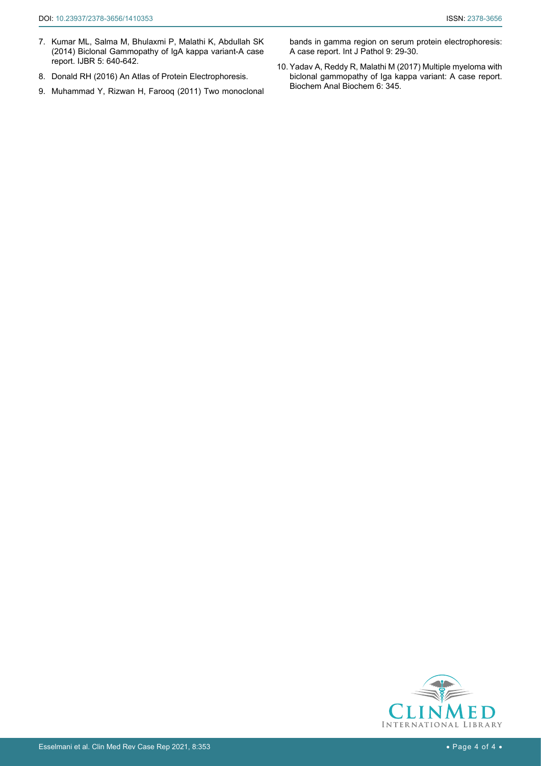7. Kumar ML, Salma M, Bhulaxmi P, Malathi K, Abdullah SK (2014) Biclonal Gammopathy of IgA kappa variant-A case report. IJBR 5: 640-642.
8. Donald RH (2016) An Atlas of Protein Electrophoresis.
9. Muhammad Y, Rizwan H, Farooq (2011) Two monoclonal bands in gamma region on serum protein electrophoresis: A case report. Int J Pathol 9: 29-30.
10. Yadav A, Reddy R, Malathi M (2017) Multiple myeloma with biclonal gammopathy of Iga kappa variant: A case report. Biochem Anal Biochem 6: 345.